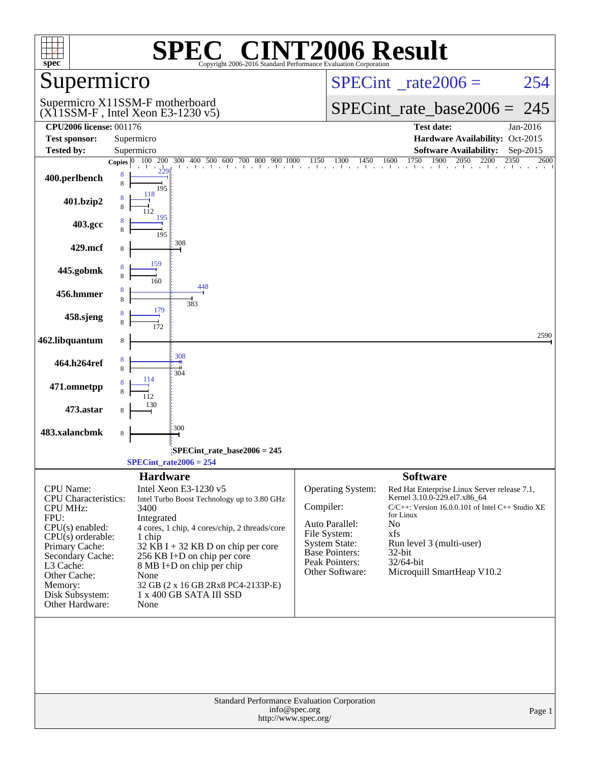# SPEC® CINT2006 Result

Copyright 2006-2016 Standard Performance Evaluation Corporation

## Supermicro

Supermicro X11SSM-F motherboard
(X11SSM-F , Intel Xeon E3-1230 v5)

SPECint_rate2006 = 254

SPECint_rate_base2006 = 245

| | | | |
|---|---|---|---|
| **CPU2006 license:** 001176 | | **Test date:** | Jan-2016 |
| **Test sponsor:** | Supermicro | **Hardware Availability:** | Oct-2015 |
| **Tested by:** | Supermicro | **Software Availability:** | Sep-2015 |

| Benchmark | Copies (peak) | Peak | Copies (base) | Base |
|---|---|---|---|---|
| 400.perlbench | 8 | 229 | 8 | 195 |
| 401.bzip2 | 8 | 118 | 8 | 112 |
| 403.gcc | 8 | 195 | 8 | 195 |
| 429.mcf | | | 8 | 308 |
| 445.gobmk | 8 | 159 | 8 | 160 |
| 456.hmmer | 8 | 448 | 8 | 383 |
| 458.sjeng | 8 | 179 | 8 | 172 |
| 462.libquantum | | | 8 | 2590 |
| 464.h264ref | 8 | 308 | 8 | 304 |
| 471.omnetpp | 8 | 114 | 8 | 112 |
| 473.astar | | | 8 | 130 |
| 483.xalancbmk | | | 8 | 300 |

SPECint_rate_base2006 = 245

SPECint_rate2006 = 254

## Hardware

| | |
|---|---|
| CPU Name: | Intel Xeon E3-1230 v5 |
| CPU Characteristics: | Intel Turbo Boost Technology up to 3.80 GHz |
| CPU MHz: | 3400 |
| FPU: | Integrated |
| CPU(s) enabled: | 4 cores, 1 chip, 4 cores/chip, 2 threads/core |
| CPU(s) orderable: | 1 chip |
| Primary Cache: | 32 KB I + 32 KB D on chip per core |
| Secondary Cache: | 256 KB I+D on chip per core |
| L3 Cache: | 8 MB I+D on chip per chip |
| Other Cache: | None |
| Memory: | 32 GB (2 x 16 GB 2Rx8 PC4-2133P-E) |
| Disk Subsystem: | 1 x 400 GB SATA III SSD |
| Other Hardware: | None |

## Software

| | |
|---|---|
| Operating System: | Red Hat Enterprise Linux Server release 7.1, Kernel 3.10.0-229.el7.x86_64 |
| Compiler: | C/C++: Version 16.0.0.101 of Intel C++ Studio XE for Linux |
| Auto Parallel: | No |
| File System: | xfs |
| System State: | Run level 3 (multi-user) |
| Base Pointers: | 32-bit |
| Peak Pointers: | 32/64-bit |
| Other Software: | Microquill SmartHeap V10.2 |

Standard Performance Evaluation Corporation
info@spec.org
http://www.spec.org/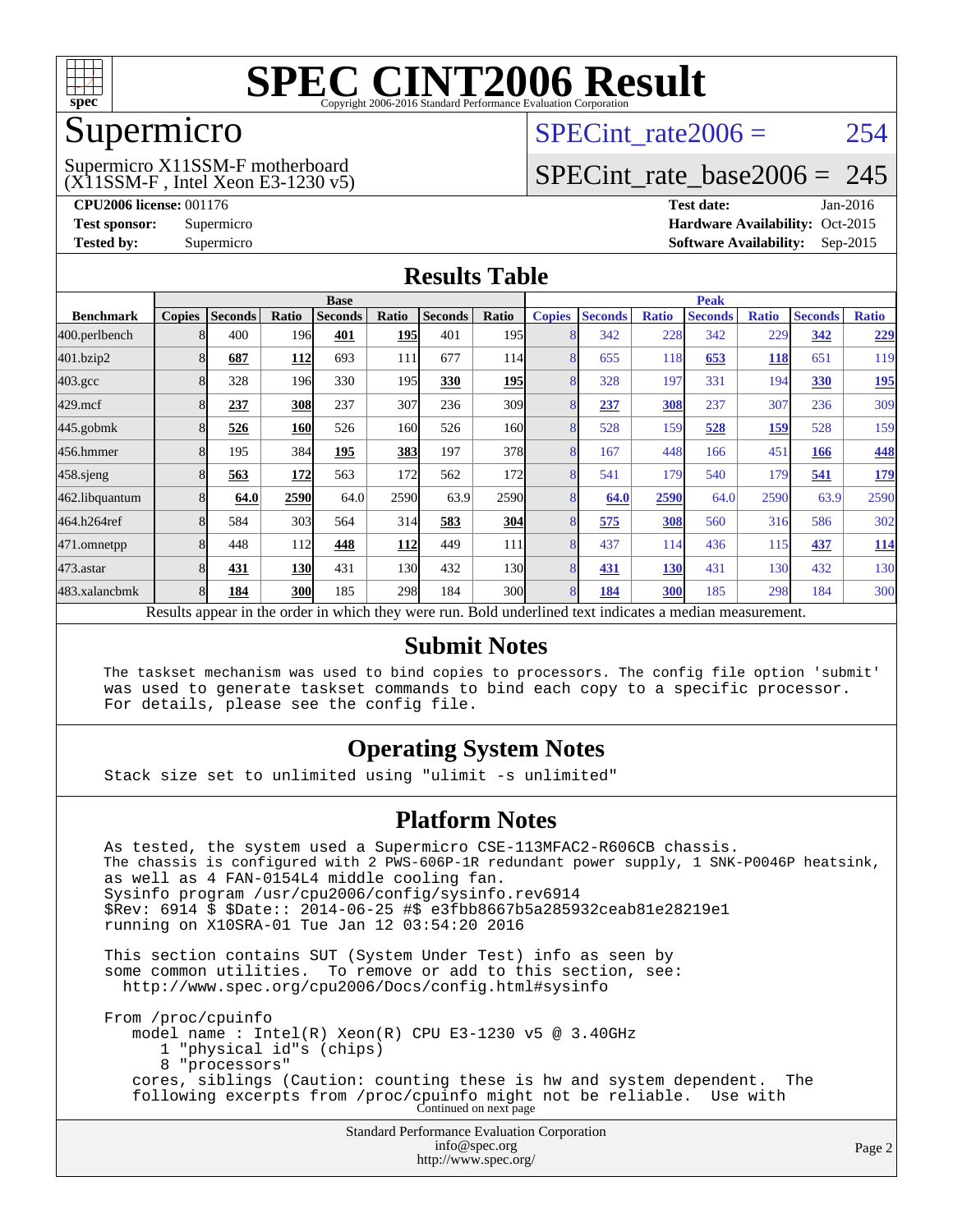# SPEC CINT2006 Result

Copyright 2006-2016 Standard Performance Evaluation Corporation

## Supermicro

Supermicro X11SSM-F motherboard
(X11SSM-F , Intel Xeon E3-1230 v5)

SPECint_rate2006 = 254

SPECint_rate_base2006 = 245

**CPU2006 license:** 001176
**Test sponsor:** Supermicro
**Tested by:** Supermicro

**Test date:** Jan-2016
**Hardware Availability:** Oct-2015
**Software Availability:** Sep-2015

## Results Table

| | Base | | | | | | | Peak | | | | | | |
|---|---|---|---|---|---|---|---|---|---|---|---|---|---|---|
| **Benchmark** | **Copies** | **Seconds** | **Ratio** | **Seconds** | **Ratio** | **Seconds** | **Ratio** | **Copies** | **Seconds** | **Ratio** | **Seconds** | **Ratio** | **Seconds** | **Ratio** |
| 400.perlbench | 8 | 400 | 196 | **401** | **195** | 401 | 195 | 8 | 342 | 228 | 342 | 229 | **342** | **229** |
| 401.bzip2 | 8 | **687** | **112** | 693 | 111 | 677 | 114 | 8 | 655 | 118 | **653** | **118** | 651 | 119 |
| 403.gcc | 8 | 328 | 196 | 330 | 195 | **330** | **195** | 8 | 328 | 197 | 331 | 194 | **330** | **195** |
| 429.mcf | 8 | **237** | **308** | 237 | 307 | 236 | 309 | 8 | **237** | **308** | 237 | 307 | 236 | 309 |
| 445.gobmk | 8 | **526** | **160** | 526 | 160 | 526 | 160 | 8 | 528 | 159 | **528** | **159** | 528 | 159 |
| 456.hmmer | 8 | 195 | 384 | **195** | **383** | 197 | 378 | 8 | 167 | 448 | 166 | 451 | **166** | **448** |
| 458.sjeng | 8 | **563** | **172** | 563 | 172 | 562 | 172 | 8 | 541 | 179 | 540 | 179 | **541** | **179** |
| 462.libquantum | 8 | **64.0** | **2590** | 64.0 | 2590 | 63.9 | 2590 | 8 | **64.0** | **2590** | 64.0 | 2590 | 63.9 | 2590 |
| 464.h264ref | 8 | 584 | 303 | 564 | 314 | **583** | **304** | 8 | **575** | **308** | 560 | 316 | 586 | 302 |
| 471.omnetpp | 8 | 448 | 112 | **448** | **112** | 449 | 111 | 8 | 437 | 114 | 436 | 115 | **437** | **114** |
| 473.astar | 8 | **431** | **130** | 431 | 130 | 432 | 130 | 8 | **431** | **130** | 431 | 130 | 432 | 130 |
| 483.xalancbmk | 8 | **184** | **300** | 185 | 298 | 184 | 300 | 8 | **184** | **300** | 185 | 298 | 184 | 300 |

Results appear in the order in which they were run. Bold underlined text indicates a median measurement.

## Submit Notes

```
The taskset mechanism was used to bind copies to processors. The config file option 'submit'
was used to generate taskset commands to bind each copy to a specific processor.
For details, please see the config file.
```

## Operating System Notes

```
Stack size set to unlimited using "ulimit -s unlimited"
```

## Platform Notes

```
As tested, the system used a Supermicro CSE-113MFAC2-R606CB chassis.
The chassis is configured with 2 PWS-606P-1R redundant power supply, 1 SNK-P0046P heatsink,
as well as 4 FAN-0154L4 middle cooling fan.
Sysinfo program /usr/cpu2006/config/sysinfo.rev6914
$Rev: 6914 $ $Date:: 2014-06-25 #$ e3fbb8667b5a285932ceab81e28219e1
running on X10SRA-01 Tue Jan 12 03:54:20 2016

This section contains SUT (System Under Test) info as seen by
some common utilities.  To remove or add to this section, see:
  http://www.spec.org/cpu2006/Docs/config.html#sysinfo

From /proc/cpuinfo
   model name : Intel(R) Xeon(R) CPU E3-1230 v5 @ 3.40GHz
      1 "physical id"s (chips)
      8 "processors"
   cores, siblings (Caution: counting these is hw and system dependent.  The
   following excerpts from /proc/cpuinfo might not be reliable.  Use with
```

Continued on next page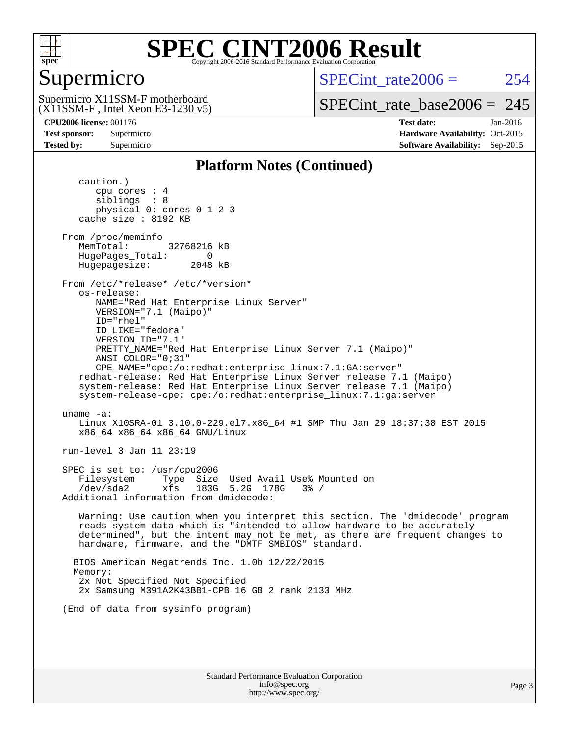# SPEC CINT2006 Result

## Supermicro

Supermicro X11SSM-F motherboard
(X11SSM-F , Intel Xeon E3-1230 v5)

SPECint_rate2006 = 254

SPECint_rate_base2006 = 245

**CPU2006 license:** 001176
**Test sponsor:** Supermicro
**Tested by:** Supermicro

**Test date:** Jan-2016
**Hardware Availability:** Oct-2015
**Software Availability:** Sep-2015

### Platform Notes (Continued)

```
      caution.)
         cpu cores : 4
         siblings  : 8
         physical 0: cores 0 1 2 3
      cache size : 8192 KB

   From /proc/meminfo
      MemTotal:       32768216 kB
      HugePages_Total:       0
      Hugepagesize:       2048 kB

   From /etc/*release* /etc/*version*
      os-release:
         NAME="Red Hat Enterprise Linux Server"
         VERSION="7.1 (Maipo)"
         ID="rhel"
         ID_LIKE="fedora"
         VERSION_ID="7.1"
         PRETTY_NAME="Red Hat Enterprise Linux Server 7.1 (Maipo)"
         ANSI_COLOR="0;31"
         CPE_NAME="cpe:/o:redhat:enterprise_linux:7.1:GA:server"
      redhat-release: Red Hat Enterprise Linux Server release 7.1 (Maipo)
      system-release: Red Hat Enterprise Linux Server release 7.1 (Maipo)
      system-release-cpe: cpe:/o:redhat:enterprise_linux:7.1:ga:server

   uname -a:
      Linux X10SRA-01 3.10.0-229.el7.x86_64 #1 SMP Thu Jan 29 18:37:38 EST 2015
      x86_64 x86_64 x86_64 GNU/Linux

   run-level 3 Jan 11 23:19

   SPEC is set to: /usr/cpu2006
      Filesystem     Type  Size  Used Avail Use% Mounted on
      /dev/sda2      xfs   183G  5.2G  178G   3% /
   Additional information from dmidecode:

      Warning: Use caution when you interpret this section. The 'dmidecode' program
      reads system data which is "intended to allow hardware to be accurately
      determined", but the intent may not be met, as there are frequent changes to
      hardware, firmware, and the "DMTF SMBIOS" standard.

     BIOS American Megatrends Inc. 1.0b 12/22/2015
     Memory:
      2x Not Specified Not Specified
      2x Samsung M391A2K43BB1-CPB 16 GB 2 rank 2133 MHz

   (End of data from sysinfo program)
```

Standard Performance Evaluation Corporation
info@spec.org
http://www.spec.org/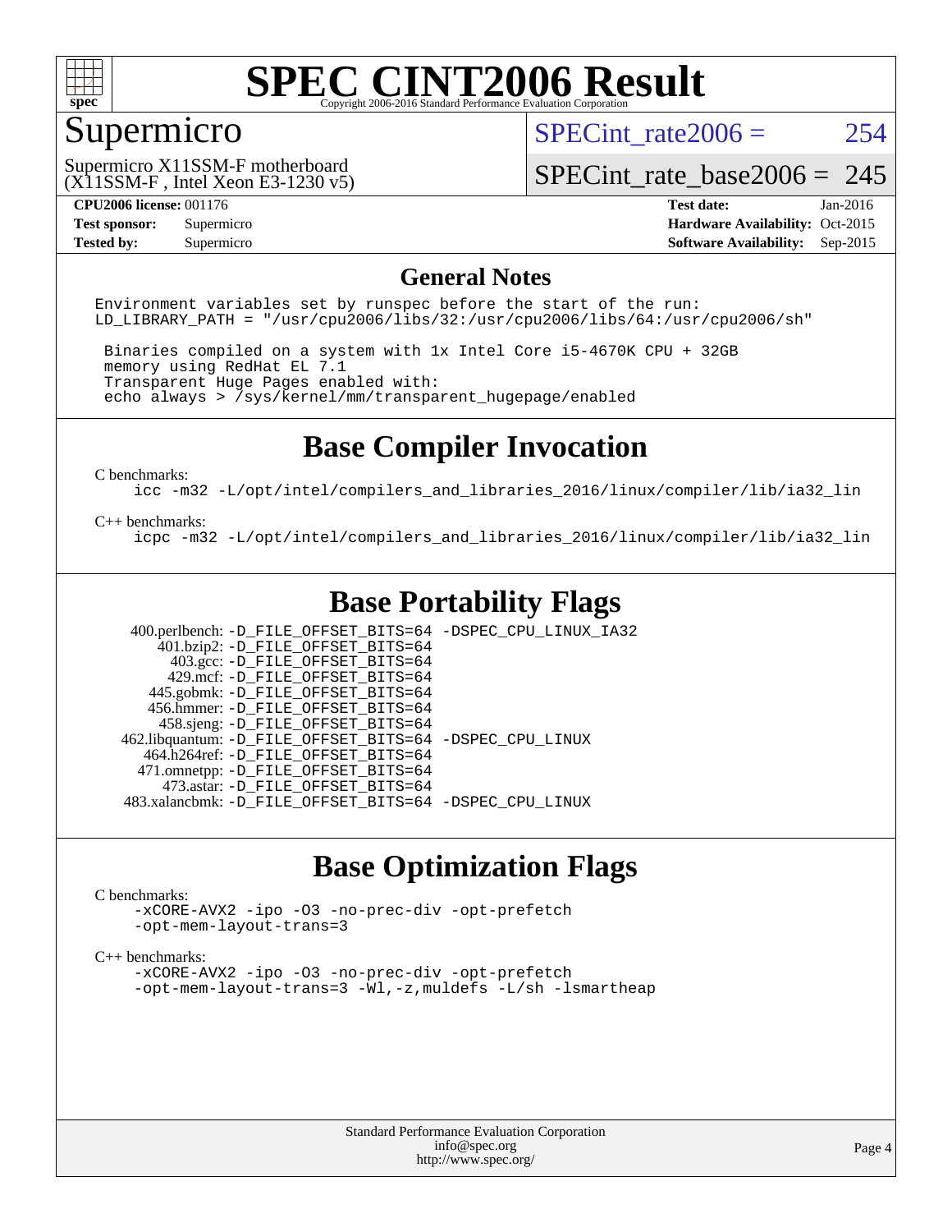# SPEC CINT2006 Result

## Supermicro

Supermicro X11SSM-F motherboard
(X11SSM-F , Intel Xeon E3-1230 v5)

SPECint_rate2006 = 254

SPECint_rate_base2006 = 245

**CPU2006 license:** 001176
**Test sponsor:** Supermicro
**Tested by:** Supermicro

**Test date:** Jan-2016
**Hardware Availability:** Oct-2015
**Software Availability:** Sep-2015

## General Notes

```
Environment variables set by runspec before the start of the run:
LD_LIBRARY_PATH = "/usr/cpu2006/libs/32:/usr/cpu2006/libs/64:/usr/cpu2006/sh"

 Binaries compiled on a system with 1x Intel Core i5-4670K CPU + 32GB
 memory using RedHat EL 7.1
 Transparent Huge Pages enabled with:
 echo always > /sys/kernel/mm/transparent_hugepage/enabled
```

## Base Compiler Invocation

C benchmarks:
```
icc -m32 -L/opt/intel/compilers_and_libraries_2016/linux/compiler/lib/ia32_lin
```

C++ benchmarks:
```
icpc -m32 -L/opt/intel/compilers_and_libraries_2016/linux/compiler/lib/ia32_lin
```

## Base Portability Flags

| Benchmark | Flags |
|---|---|
| 400.perlbench: | -D_FILE_OFFSET_BITS=64 -DSPEC_CPU_LINUX_IA32 |
| 401.bzip2: | -D_FILE_OFFSET_BITS=64 |
| 403.gcc: | -D_FILE_OFFSET_BITS=64 |
| 429.mcf: | -D_FILE_OFFSET_BITS=64 |
| 445.gobmk: | -D_FILE_OFFSET_BITS=64 |
| 456.hmmer: | -D_FILE_OFFSET_BITS=64 |
| 458.sjeng: | -D_FILE_OFFSET_BITS=64 |
| 462.libquantum: | -D_FILE_OFFSET_BITS=64 -DSPEC_CPU_LINUX |
| 464.h264ref: | -D_FILE_OFFSET_BITS=64 |
| 471.omnetpp: | -D_FILE_OFFSET_BITS=64 |
| 473.astar: | -D_FILE_OFFSET_BITS=64 |
| 483.xalancbmk: | -D_FILE_OFFSET_BITS=64 -DSPEC_CPU_LINUX |

## Base Optimization Flags

C benchmarks:
```
-xCORE-AVX2 -ipo -O3 -no-prec-div -opt-prefetch
-opt-mem-layout-trans=3
```

C++ benchmarks:
```
-xCORE-AVX2 -ipo -O3 -no-prec-div -opt-prefetch
-opt-mem-layout-trans=3 -Wl,-z,muldefs -L/sh -lsmartheap
```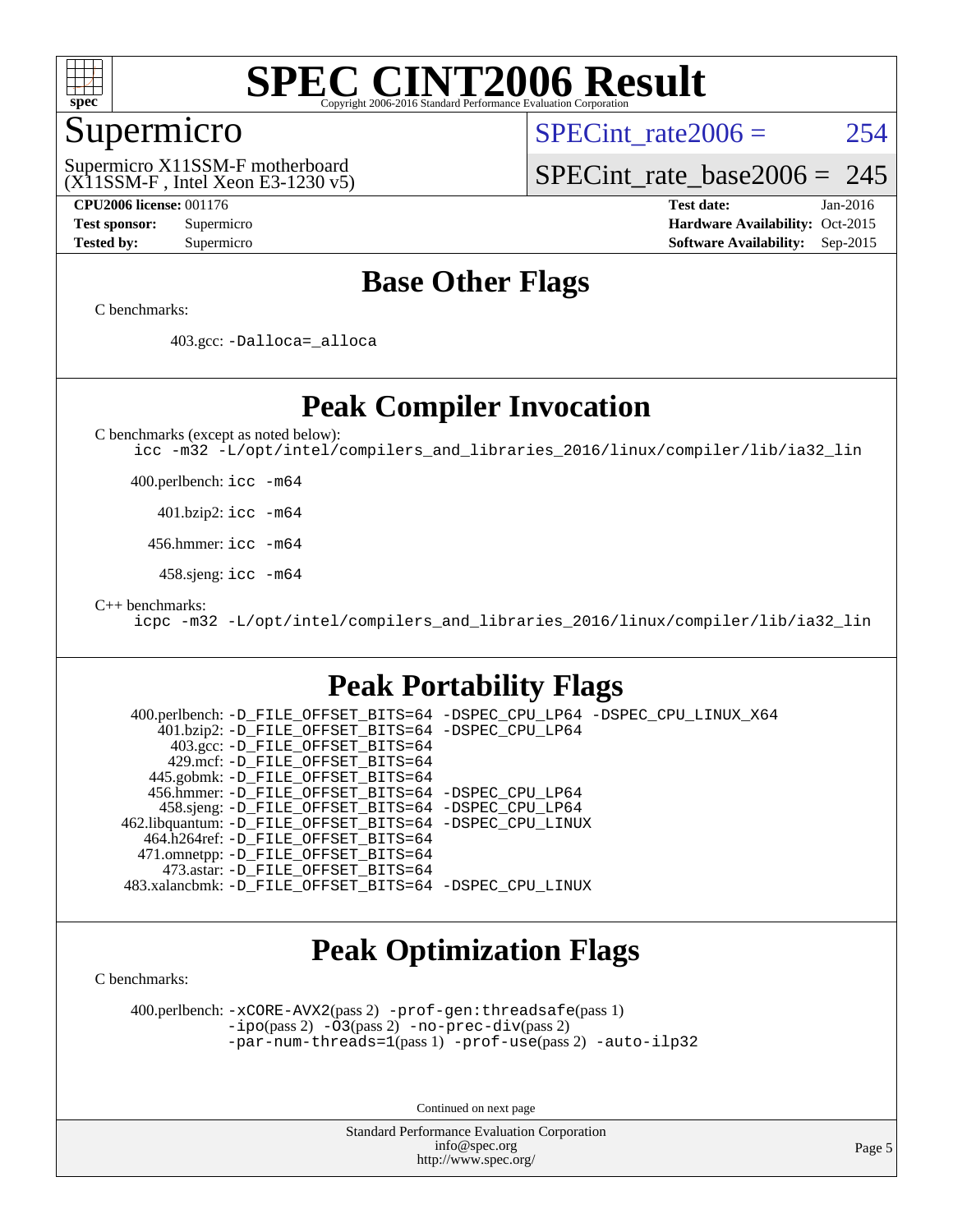# SPEC CINT2006 Result

## Supermicro

Supermicro X11SSM-F motherboard
(X11SSM-F , Intel Xeon E3-1230 v5)

SPECint_rate2006 = 254

SPECint_rate_base2006 = 245

| | | | |
|---|---|---|---|
| **CPU2006 license:** 001176 | | **Test date:** | Jan-2016 |
| **Test sponsor:** | Supermicro | **Hardware Availability:** | Oct-2015 |
| **Tested by:** | Supermicro | **Software Availability:** | Sep-2015 |

## Base Other Flags

C benchmarks:

403.gcc: -Dalloca=_alloca

## Peak Compiler Invocation

C benchmarks (except as noted below):
icc -m32 -L/opt/intel/compilers_and_libraries_2016/linux/compiler/lib/ia32_lin

400.perlbench: icc -m64

401.bzip2: icc -m64

456.hmmer: icc -m64

458.sjeng: icc -m64

C++ benchmarks:
icpc -m32 -L/opt/intel/compilers_and_libraries_2016/linux/compiler/lib/ia32_lin

## Peak Portability Flags

400.perlbench: -D_FILE_OFFSET_BITS=64 -DSPEC_CPU_LP64 -DSPEC_CPU_LINUX_X64
401.bzip2: -D_FILE_OFFSET_BITS=64 -DSPEC_CPU_LP64
403.gcc: -D_FILE_OFFSET_BITS=64
429.mcf: -D_FILE_OFFSET_BITS=64
445.gobmk: -D_FILE_OFFSET_BITS=64
456.hmmer: -D_FILE_OFFSET_BITS=64 -DSPEC_CPU_LP64
458.sjeng: -D_FILE_OFFSET_BITS=64 -DSPEC_CPU_LP64
462.libquantum: -D_FILE_OFFSET_BITS=64 -DSPEC_CPU_LINUX
464.h264ref: -D_FILE_OFFSET_BITS=64
471.omnetpp: -D_FILE_OFFSET_BITS=64
473.astar: -D_FILE_OFFSET_BITS=64
483.xalancbmk: -D_FILE_OFFSET_BITS=64 -DSPEC_CPU_LINUX

## Peak Optimization Flags

C benchmarks:

400.perlbench: -xCORE-AVX2(pass 2) -prof-gen:threadsafe(pass 1) -ipo(pass 2) -O3(pass 2) -no-prec-div(pass 2) -par-num-threads=1(pass 1) -prof-use(pass 2) -auto-ilp32

Continued on next page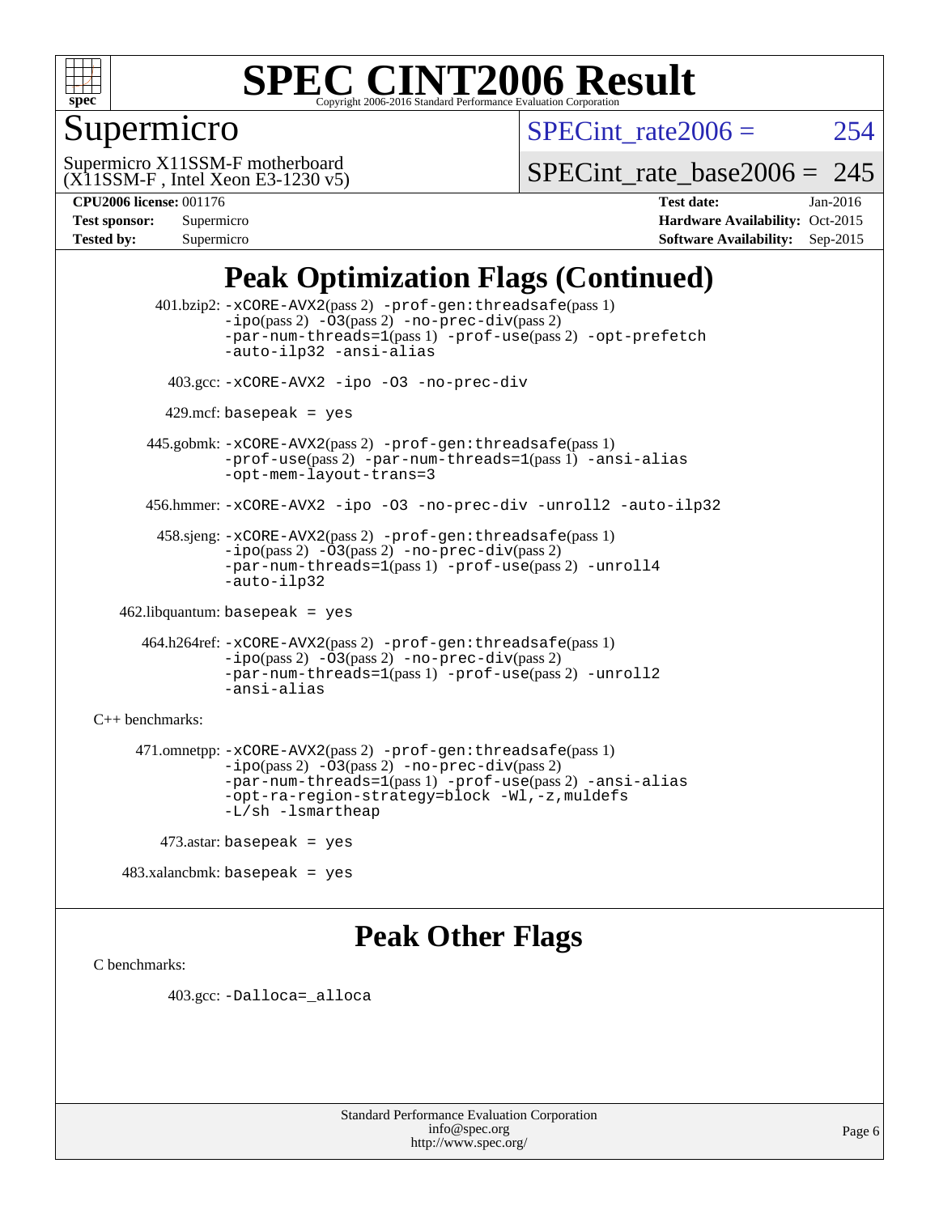# SPEC CINT2006 Result

Copyright 2006-2016 Standard Performance Evaluation Corporation

## Supermicro

Supermicro X11SSM-F motherboard
(X11SSM-F , Intel Xeon E3-1230 v5)

SPECint_rate2006 = 254

SPECint_rate_base2006 = 245

**CPU2006 license:** 001176 **Test date:** Jan-2016
**Test sponsor:** Supermicro **Hardware Availability:** Oct-2015
**Tested by:** Supermicro **Software Availability:** Sep-2015

## Peak Optimization Flags (Continued)

401.bzip2: `-xCORE-AVX2`(pass 2) `-prof-gen:threadsafe`(pass 1) `-ipo`(pass 2) `-O3`(pass 2) `-no-prec-div`(pass 2) `-par-num-threads=1`(pass 1) `-prof-use`(pass 2) `-opt-prefetch` `-auto-ilp32` `-ansi-alias`

403.gcc: `-xCORE-AVX2 -ipo -O3 -no-prec-div`

429.mcf: `basepeak = yes`

445.gobmk: `-xCORE-AVX2`(pass 2) `-prof-gen:threadsafe`(pass 1) `-prof-use`(pass 2) `-par-num-threads=1`(pass 1) `-ansi-alias` `-opt-mem-layout-trans=3`

456.hmmer: `-xCORE-AVX2 -ipo -O3 -no-prec-div -unroll2 -auto-ilp32`

458.sjeng: `-xCORE-AVX2`(pass 2) `-prof-gen:threadsafe`(pass 1) `-ipo`(pass 2) `-O3`(pass 2) `-no-prec-div`(pass 2) `-par-num-threads=1`(pass 1) `-prof-use`(pass 2) `-unroll4` `-auto-ilp32`

462.libquantum: `basepeak = yes`

464.h264ref: `-xCORE-AVX2`(pass 2) `-prof-gen:threadsafe`(pass 1) `-ipo`(pass 2) `-O3`(pass 2) `-no-prec-div`(pass 2) `-par-num-threads=1`(pass 1) `-prof-use`(pass 2) `-unroll2` `-ansi-alias`

C++ benchmarks:

471.omnetpp: `-xCORE-AVX2`(pass 2) `-prof-gen:threadsafe`(pass 1) `-ipo`(pass 2) `-O3`(pass 2) `-no-prec-div`(pass 2) `-par-num-threads=1`(pass 1) `-prof-use`(pass 2) `-ansi-alias` `-opt-ra-region-strategy=block` `-Wl,-z,muldefs` `-L/sh -lsmartheap`

473.astar: `basepeak = yes`

483.xalancbmk: `basepeak = yes`

## Peak Other Flags

C benchmarks:

403.gcc: `-Dalloca=_alloca`

Standard Performance Evaluation Corporation
info@spec.org
http://www.spec.org/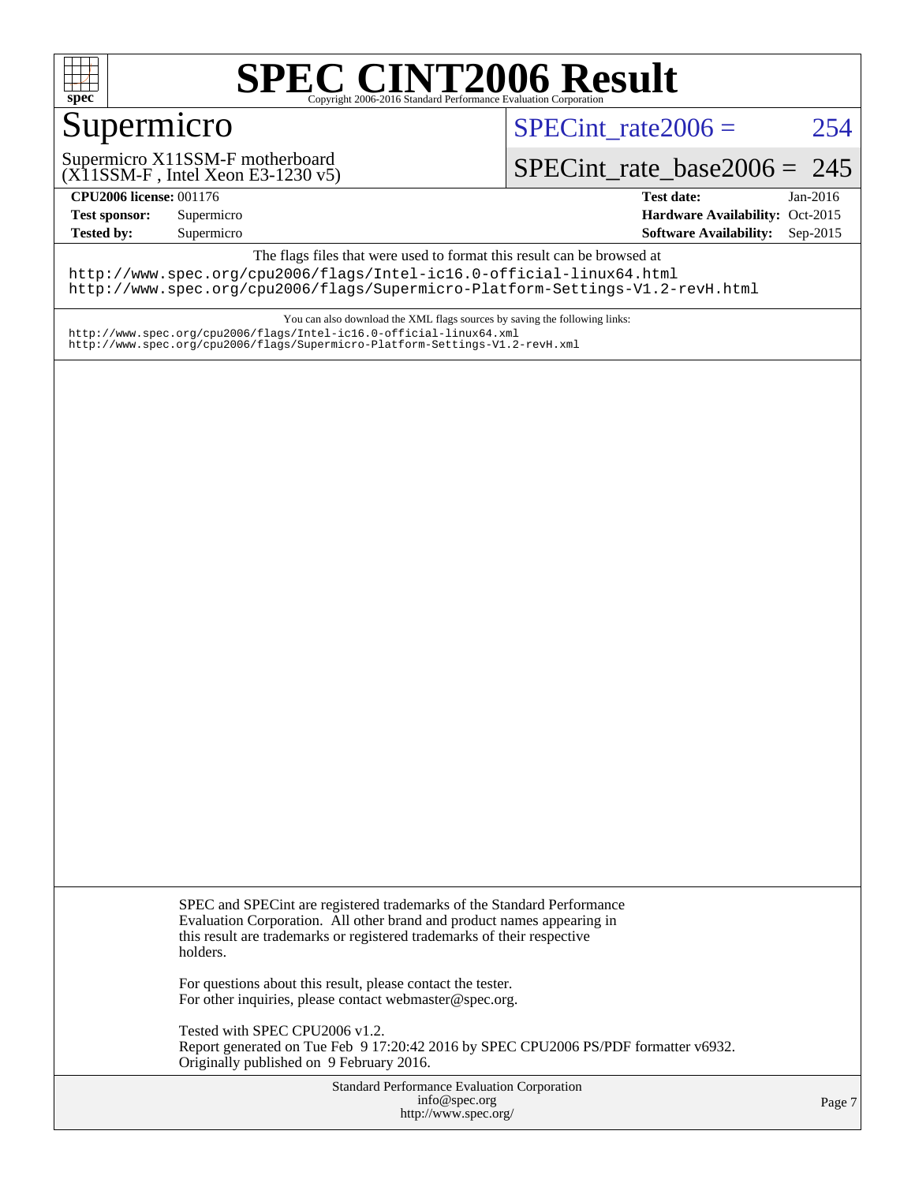The flags files that were used to format this result can be browsed at

http://www.spec.org/cpu2006/flags/Intel-ic16.0-official-linux64.html
http://www.spec.org/cpu2006/flags/Supermicro-Platform-Settings-V1.2-revH.html

You can also download the XML flags sources by saving the following links:

http://www.spec.org/cpu2006/flags/Intel-ic16.0-official-linux64.xml
http://www.spec.org/cpu2006/flags/Supermicro-Platform-Settings-V1.2-revH.xml

SPEC and SPECint are registered trademarks of the Standard Performance Evaluation Corporation. All other brand and product names appearing in this result are trademarks or registered trademarks of their respective holders.

For questions about this result, please contact the tester.
For other inquiries, please contact webmaster@spec.org.

Tested with SPEC CPU2006 v1.2.
Report generated on Tue Feb 9 17:20:42 2016 by SPEC CPU2006 PS/PDF formatter v6932.
Originally published on 9 February 2016.